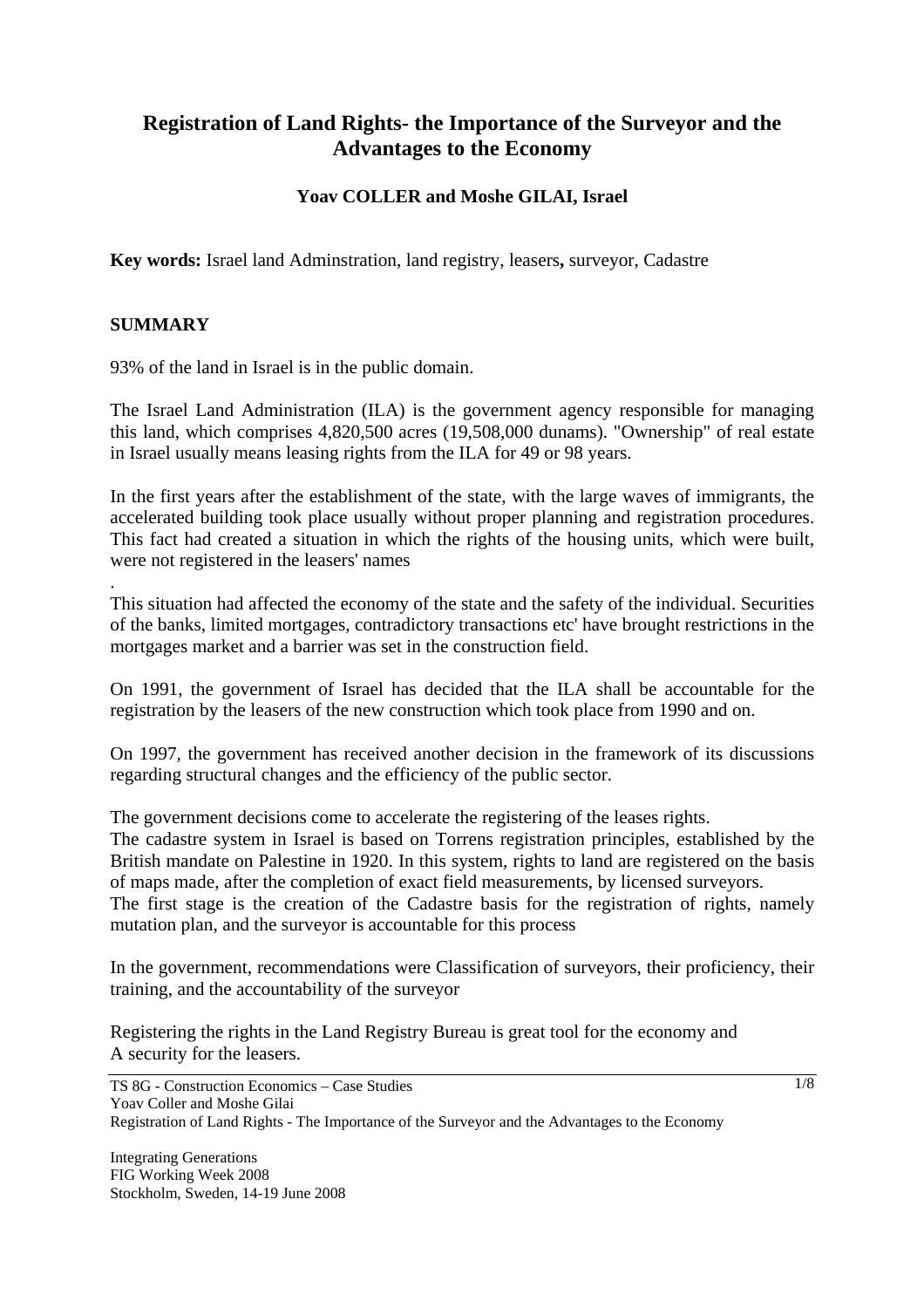# Registration of Land Rights- the Importance of the Surveyor and the Advantages to the Economy

**Yoav COLLER and Moshe GILAI, Israel**

**Key words:** Israel land Adminstration, land registry, leasers**,** surveyor, Cadastre

## SUMMARY

93% of the land in Israel is in the public domain.

The Israel Land Administration (ILA) is the government agency responsible for managing this land, which comprises 4,820,500 acres (19,508,000 dunams). "Ownership" of real estate in Israel usually means leasing rights from the ILA for 49 or 98 years.

In the first years after the establishment of the state, with the large waves of immigrants, the accelerated building took place usually without proper planning and registration procedures. This fact had created a situation in which the rights of the housing units, which were built, were not registered in the leasers' names

.

This situation had affected the economy of the state and the safety of the individual. Securities of the banks, limited mortgages, contradictory transactions etc' have brought restrictions in the mortgages market and a barrier was set in the construction field.

On 1991, the government of Israel has decided that the ILA shall be accountable for the registration by the leasers of the new construction which took place from 1990 and on.

On 1997, the government has received another decision in the framework of its discussions regarding structural changes and the efficiency of the public sector.

The government decisions come to accelerate the registering of the leases rights.
The cadastre system in Israel is based on Torrens registration principles, established by the British mandate on Palestine in 1920. In this system, rights to land are registered on the basis of maps made, after the completion of exact field measurements, by licensed surveyors.
The first stage is the creation of the Cadastre basis for the registration of rights, namely mutation plan, and the surveyor is accountable for this process

In the government, recommendations were Classification of surveyors, their proficiency, their training, and the accountability of the surveyor

Registering the rights in the Land Registry Bureau is great tool for the economy and
A security for the leasers.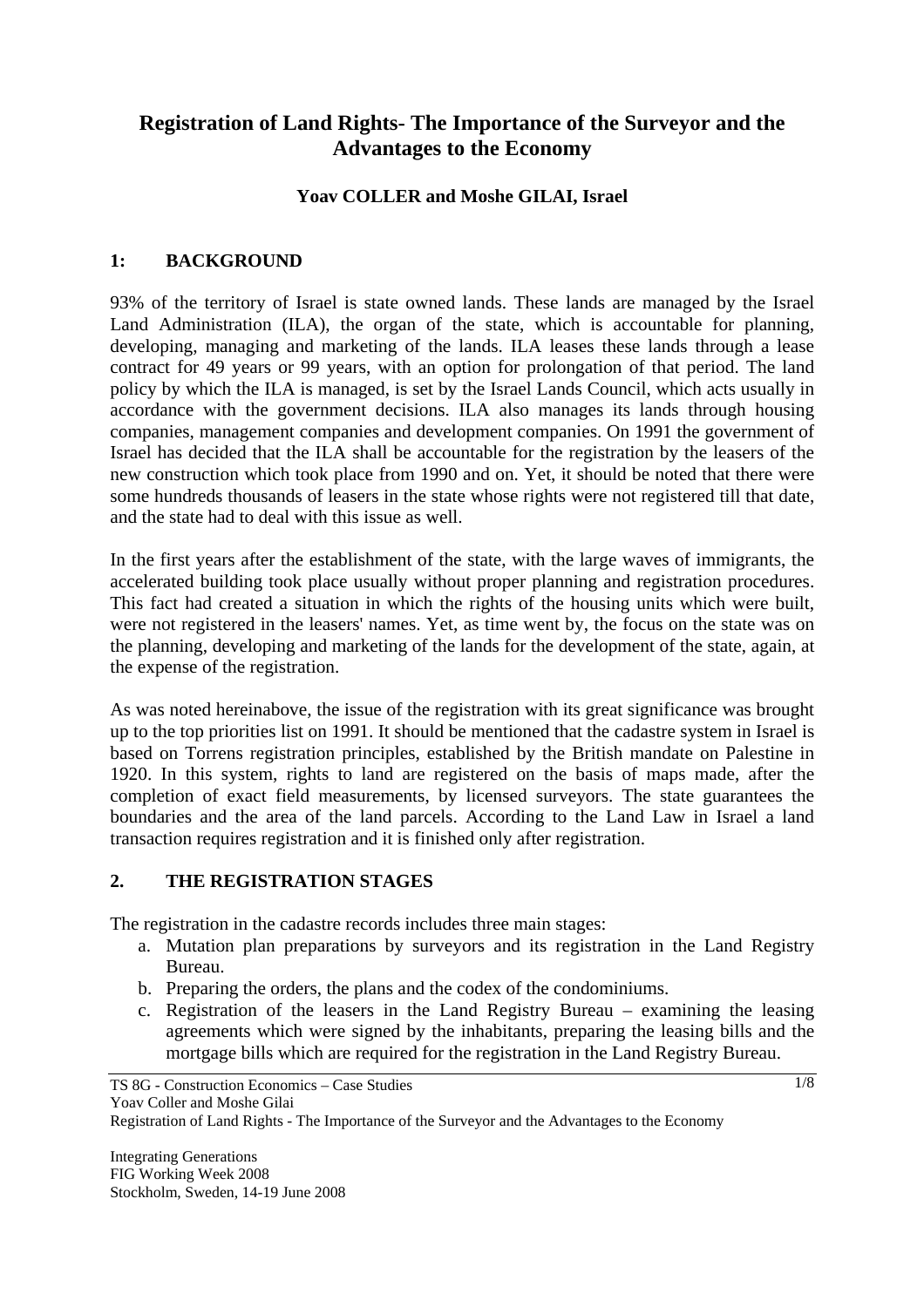# Registration of Land Rights- The Importance of the Surveyor and the Advantages to the Economy

**Yoav COLLER and Moshe GILAI, Israel**

## 1: BACKGROUND

93% of the territory of Israel is state owned lands. These lands are managed by the Israel Land Administration (ILA), the organ of the state, which is accountable for planning, developing, managing and marketing of the lands. ILA leases these lands through a lease contract for 49 years or 99 years, with an option for prolongation of that period. The land policy by which the ILA is managed, is set by the Israel Lands Council, which acts usually in accordance with the government decisions. ILA also manages its lands through housing companies, management companies and development companies. On 1991 the government of Israel has decided that the ILA shall be accountable for the registration by the leasers of the new construction which took place from 1990 and on. Yet, it should be noted that there were some hundreds thousands of leasers in the state whose rights were not registered till that date, and the state had to deal with this issue as well.

In the first years after the establishment of the state, with the large waves of immigrants, the accelerated building took place usually without proper planning and registration procedures. This fact had created a situation in which the rights of the housing units which were built, were not registered in the leasers' names. Yet, as time went by, the focus on the state was on the planning, developing and marketing of the lands for the development of the state, again, at the expense of the registration.

As was noted hereinabove, the issue of the registration with its great significance was brought up to the top priorities list on 1991. It should be mentioned that the cadastre system in Israel is based on Torrens registration principles, established by the British mandate on Palestine in 1920. In this system, rights to land are registered on the basis of maps made, after the completion of exact field measurements, by licensed surveyors. The state guarantees the boundaries and the area of the land parcels. According to the Land Law in Israel a land transaction requires registration and it is finished only after registration.

## 2. THE REGISTRATION STAGES

The registration in the cadastre records includes three main stages:

a. Mutation plan preparations by surveyors and its registration in the Land Registry Bureau.
b. Preparing the orders, the plans and the codex of the condominiums.
c. Registration of the leasers in the Land Registry Bureau – examining the leasing agreements which were signed by the inhabitants, preparing the leasing bills and the mortgage bills which are required for the registration in the Land Registry Bureau.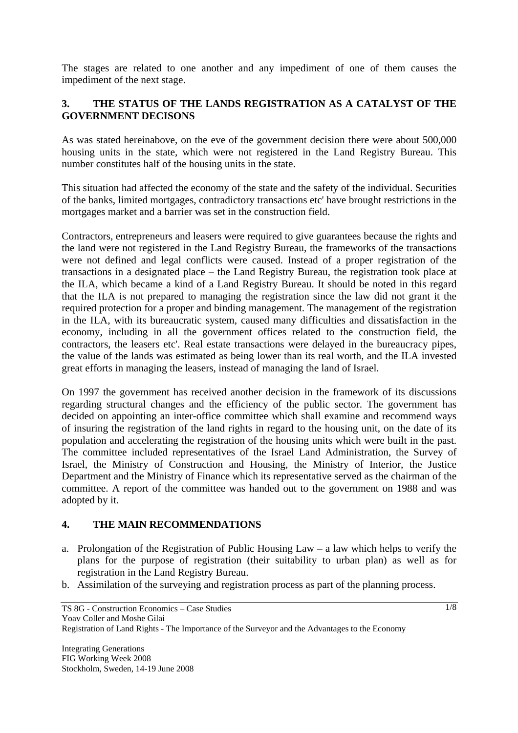The stages are related to one another and any impediment of one of them causes the impediment of the next stage.

## 3. THE STATUS OF THE LANDS REGISTRATION AS A CATALYST OF THE GOVERNMENT DECISONS

As was stated hereinabove, on the eve of the government decision there were about 500,000 housing units in the state, which were not registered in the Land Registry Bureau. This number constitutes half of the housing units in the state.

This situation had affected the economy of the state and the safety of the individual. Securities of the banks, limited mortgages, contradictory transactions etc' have brought restrictions in the mortgages market and a barrier was set in the construction field.

Contractors, entrepreneurs and leasers were required to give guarantees because the rights and the land were not registered in the Land Registry Bureau, the frameworks of the transactions were not defined and legal conflicts were caused. Instead of a proper registration of the transactions in a designated place – the Land Registry Bureau, the registration took place at the ILA, which became a kind of a Land Registry Bureau. It should be noted in this regard that the ILA is not prepared to managing the registration since the law did not grant it the required protection for a proper and binding management. The management of the registration in the ILA, with its bureaucratic system, caused many difficulties and dissatisfaction in the economy, including in all the government offices related to the construction field, the contractors, the leasers etc'. Real estate transactions were delayed in the bureaucracy pipes, the value of the lands was estimated as being lower than its real worth, and the ILA invested great efforts in managing the leasers, instead of managing the land of Israel.

On 1997 the government has received another decision in the framework of its discussions regarding structural changes and the efficiency of the public sector. The government has decided on appointing an inter-office committee which shall examine and recommend ways of insuring the registration of the land rights in regard to the housing unit, on the date of its population and accelerating the registration of the housing units which were built in the past. The committee included representatives of the Israel Land Administration, the Survey of Israel, the Ministry of Construction and Housing, the Ministry of Interior, the Justice Department and the Ministry of Finance which its representative served as the chairman of the committee. A report of the committee was handed out to the government on 1988 and was adopted by it.

## 4. THE MAIN RECOMMENDATIONS

a. Prolongation of the Registration of Public Housing Law – a law which helps to verify the plans for the purpose of registration (their suitability to urban plan) as well as for registration in the Land Registry Bureau.
b. Assimilation of the surveying and registration process as part of the planning process.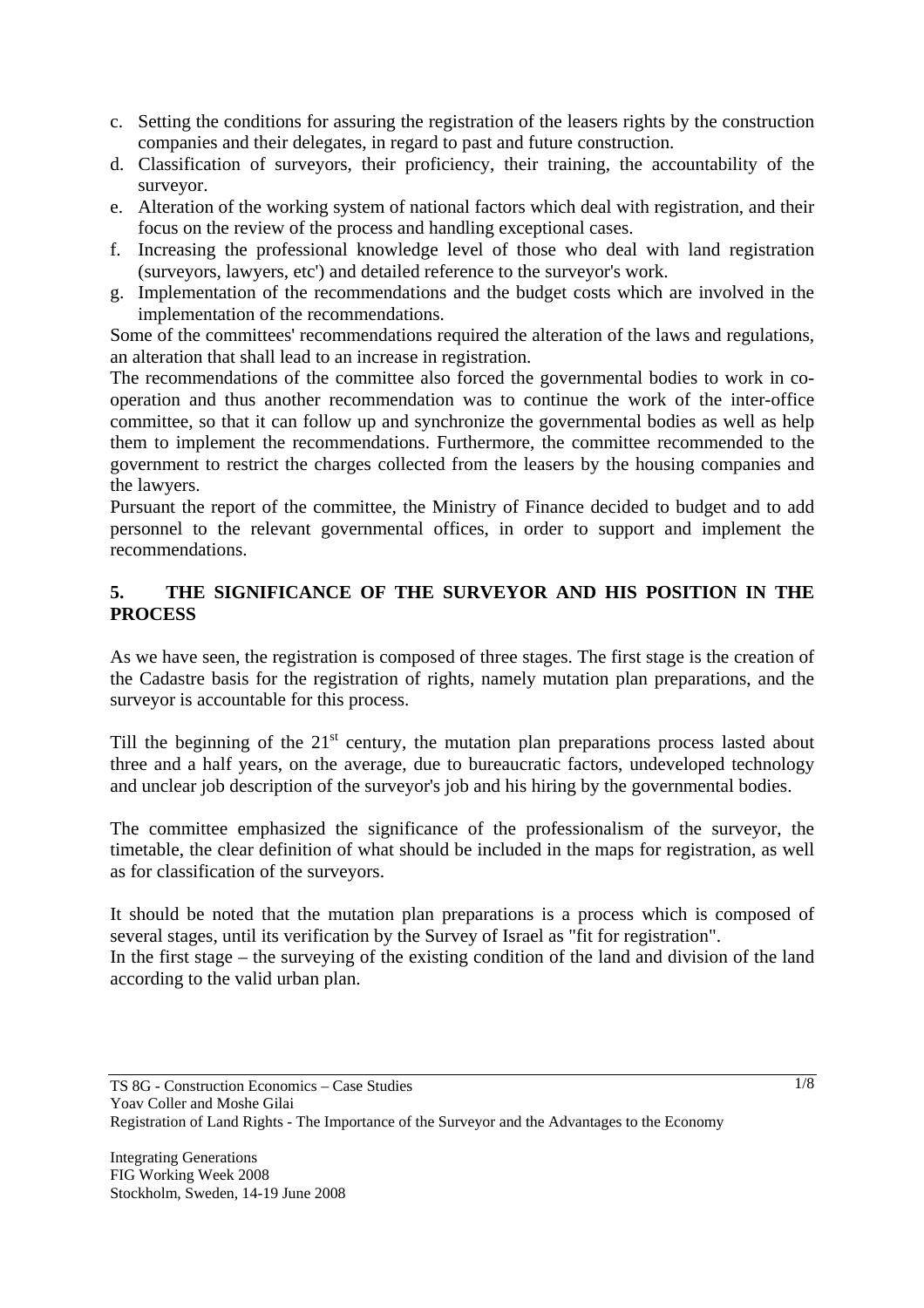c. Setting the conditions for assuring the registration of the leasers rights by the construction companies and their delegates, in regard to past and future construction.
d. Classification of surveyors, their proficiency, their training, the accountability of the surveyor.
e. Alteration of the working system of national factors which deal with registration, and their focus on the review of the process and handling exceptional cases.
f. Increasing the professional knowledge level of those who deal with land registration (surveyors, lawyers, etc') and detailed reference to the surveyor's work.
g. Implementation of the recommendations and the budget costs which are involved in the implementation of the recommendations.

Some of the committees' recommendations required the alteration of the laws and regulations, an alteration that shall lead to an increase in registration.

The recommendations of the committee also forced the governmental bodies to work in co-operation and thus another recommendation was to continue the work of the inter-office committee, so that it can follow up and synchronize the governmental bodies as well as help them to implement the recommendations. Furthermore, the committee recommended to the government to restrict the charges collected from the leasers by the housing companies and the lawyers.

Pursuant the report of the committee, the Ministry of Finance decided to budget and to add personnel to the relevant governmental offices, in order to support and implement the recommendations.

## 5. THE SIGNIFICANCE OF THE SURVEYOR AND HIS POSITION IN THE PROCESS

As we have seen, the registration is composed of three stages. The first stage is the creation of the Cadastre basis for the registration of rights, namely mutation plan preparations, and the surveyor is accountable for this process.

Till the beginning of the 21st century, the mutation plan preparations process lasted about three and a half years, on the average, due to bureaucratic factors, undeveloped technology and unclear job description of the surveyor's job and his hiring by the governmental bodies.

The committee emphasized the significance of the professionalism of the surveyor, the timetable, the clear definition of what should be included in the maps for registration, as well as for classification of the surveyors.

It should be noted that the mutation plan preparations is a process which is composed of several stages, until its verification by the Survey of Israel as "fit for registration".

In the first stage – the surveying of the existing condition of the land and division of the land according to the valid urban plan.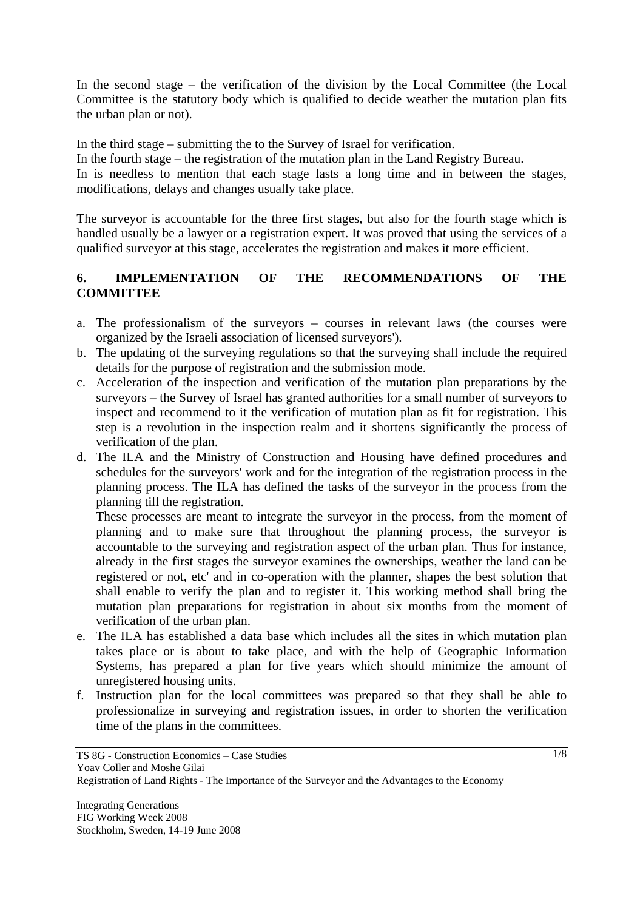In the second stage – the verification of the division by the Local Committee (the Local Committee is the statutory body which is qualified to decide weather the mutation plan fits the urban plan or not).

In the third stage – submitting the to the Survey of Israel for verification.

In the fourth stage – the registration of the mutation plan in the Land Registry Bureau.

In is needless to mention that each stage lasts a long time and in between the stages, modifications, delays and changes usually take place.

The surveyor is accountable for the three first stages, but also for the fourth stage which is handled usually be a lawyer or a registration expert. It was proved that using the services of a qualified surveyor at this stage, accelerates the registration and makes it more efficient.

## 6. IMPLEMENTATION OF THE RECOMMENDATIONS OF THE COMMITTEE

a. The professionalism of the surveyors – courses in relevant laws (the courses were organized by the Israeli association of licensed surveyors').
b. The updating of the surveying regulations so that the surveying shall include the required details for the purpose of registration and the submission mode.
c. Acceleration of the inspection and verification of the mutation plan preparations by the surveyors – the Survey of Israel has granted authorities for a small number of surveyors to inspect and recommend to it the verification of mutation plan as fit for registration. This step is a revolution in the inspection realm and it shortens significantly the process of verification of the plan.
d. The ILA and the Ministry of Construction and Housing have defined procedures and schedules for the surveyors' work and for the integration of the registration process in the planning process. The ILA has defined the tasks of the surveyor in the process from the planning till the registration.
   These processes are meant to integrate the surveyor in the process, from the moment of planning and to make sure that throughout the planning process, the surveyor is accountable to the surveying and registration aspect of the urban plan. Thus for instance, already in the first stages the surveyor examines the ownerships, weather the land can be registered or not, etc' and in co-operation with the planner, shapes the best solution that shall enable to verify the plan and to register it. This working method shall bring the mutation plan preparations for registration in about six months from the moment of verification of the urban plan.
e. The ILA has established a data base which includes all the sites in which mutation plan takes place or is about to take place, and with the help of Geographic Information Systems, has prepared a plan for five years which should minimize the amount of unregistered housing units.
f. Instruction plan for the local committees was prepared so that they shall be able to professionalize in surveying and registration issues, in order to shorten the verification time of the plans in the committees.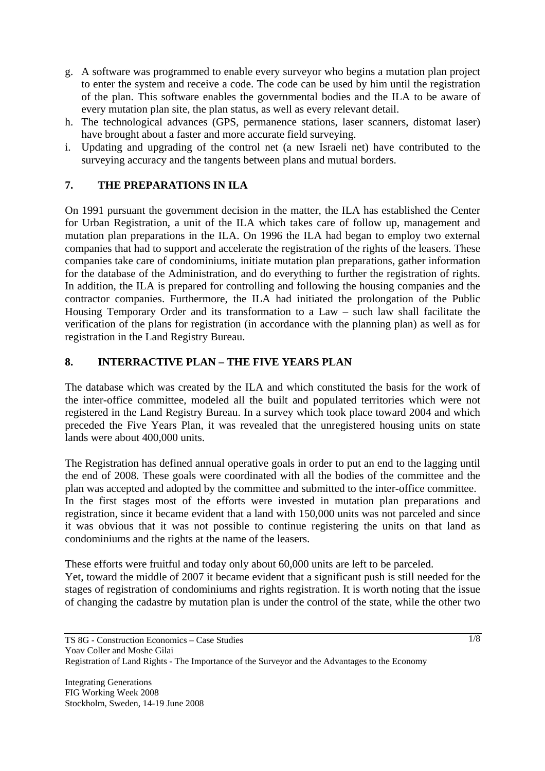g. A software was programmed to enable every surveyor who begins a mutation plan project to enter the system and receive a code. The code can be used by him until the registration of the plan. This software enables the governmental bodies and the ILA to be aware of every mutation plan site, the plan status, as well as every relevant detail.
h. The technological advances (GPS, permanence stations, laser scanners, distomat laser) have brought about a faster and more accurate field surveying.
i. Updating and upgrading of the control net (a new Israeli net) have contributed to the surveying accuracy and the tangents between plans and mutual borders.

## 7. THE PREPARATIONS IN ILA

On 1991 pursuant the government decision in the matter, the ILA has established the Center for Urban Registration, a unit of the ILA which takes care of follow up, management and mutation plan preparations in the ILA. On 1996 the ILA had began to employ two external companies that had to support and accelerate the registration of the rights of the leasers. These companies take care of condominiums, initiate mutation plan preparations, gather information for the database of the Administration, and do everything to further the registration of rights. In addition, the ILA is prepared for controlling and following the housing companies and the contractor companies. Furthermore, the ILA had initiated the prolongation of the Public Housing Temporary Order and its transformation to a Law – such law shall facilitate the verification of the plans for registration (in accordance with the planning plan) as well as for registration in the Land Registry Bureau.

## 8. INTERRACTIVE PLAN – THE FIVE YEARS PLAN

The database which was created by the ILA and which constituted the basis for the work of the inter-office committee, modeled all the built and populated territories which were not registered in the Land Registry Bureau. In a survey which took place toward 2004 and which preceded the Five Years Plan, it was revealed that the unregistered housing units on state lands were about 400,000 units.

The Registration has defined annual operative goals in order to put an end to the lagging until the end of 2008. These goals were coordinated with all the bodies of the committee and the plan was accepted and adopted by the committee and submitted to the inter-office committee. In the first stages most of the efforts were invested in mutation plan preparations and registration, since it became evident that a land with 150,000 units was not parceled and since it was obvious that it was not possible to continue registering the units on that land as condominiums and the rights at the name of the leasers.

These efforts were fruitful and today only about 60,000 units are left to be parceled.
Yet, toward the middle of 2007 it became evident that a significant push is still needed for the stages of registration of condominiums and rights registration. It is worth noting that the issue of changing the cadastre by mutation plan is under the control of the state, while the other two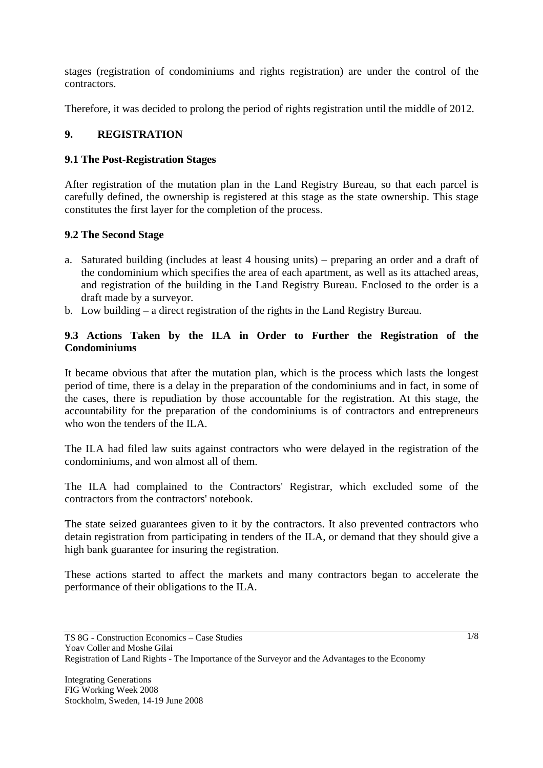stages (registration of condominiums and rights registration) are under the control of the contractors.

Therefore, it was decided to prolong the period of rights registration until the middle of 2012.

## 9. REGISTRATION

### 9.1 The Post-Registration Stages

After registration of the mutation plan in the Land Registry Bureau, so that each parcel is carefully defined, the ownership is registered at this stage as the state ownership. This stage constitutes the first layer for the completion of the process.

### 9.2 The Second Stage

a. Saturated building (includes at least 4 housing units) – preparing an order and a draft of the condominium which specifies the area of each apartment, as well as its attached areas, and registration of the building in the Land Registry Bureau. Enclosed to the order is a draft made by a surveyor.
b. Low building – a direct registration of the rights in the Land Registry Bureau.

### 9.3 Actions Taken by the ILA in Order to Further the Registration of the Condominiums

It became obvious that after the mutation plan, which is the process which lasts the longest period of time, there is a delay in the preparation of the condominiums and in fact, in some of the cases, there is repudiation by those accountable for the registration. At this stage, the accountability for the preparation of the condominiums is of contractors and entrepreneurs who won the tenders of the ILA.

The ILA had filed law suits against contractors who were delayed in the registration of the condominiums, and won almost all of them.

The ILA had complained to the Contractors' Registrar, which excluded some of the contractors from the contractors' notebook.

The state seized guarantees given to it by the contractors. It also prevented contractors who detain registration from participating in tenders of the ILA, or demand that they should give a high bank guarantee for insuring the registration.

These actions started to affect the markets and many contractors began to accelerate the performance of their obligations to the ILA.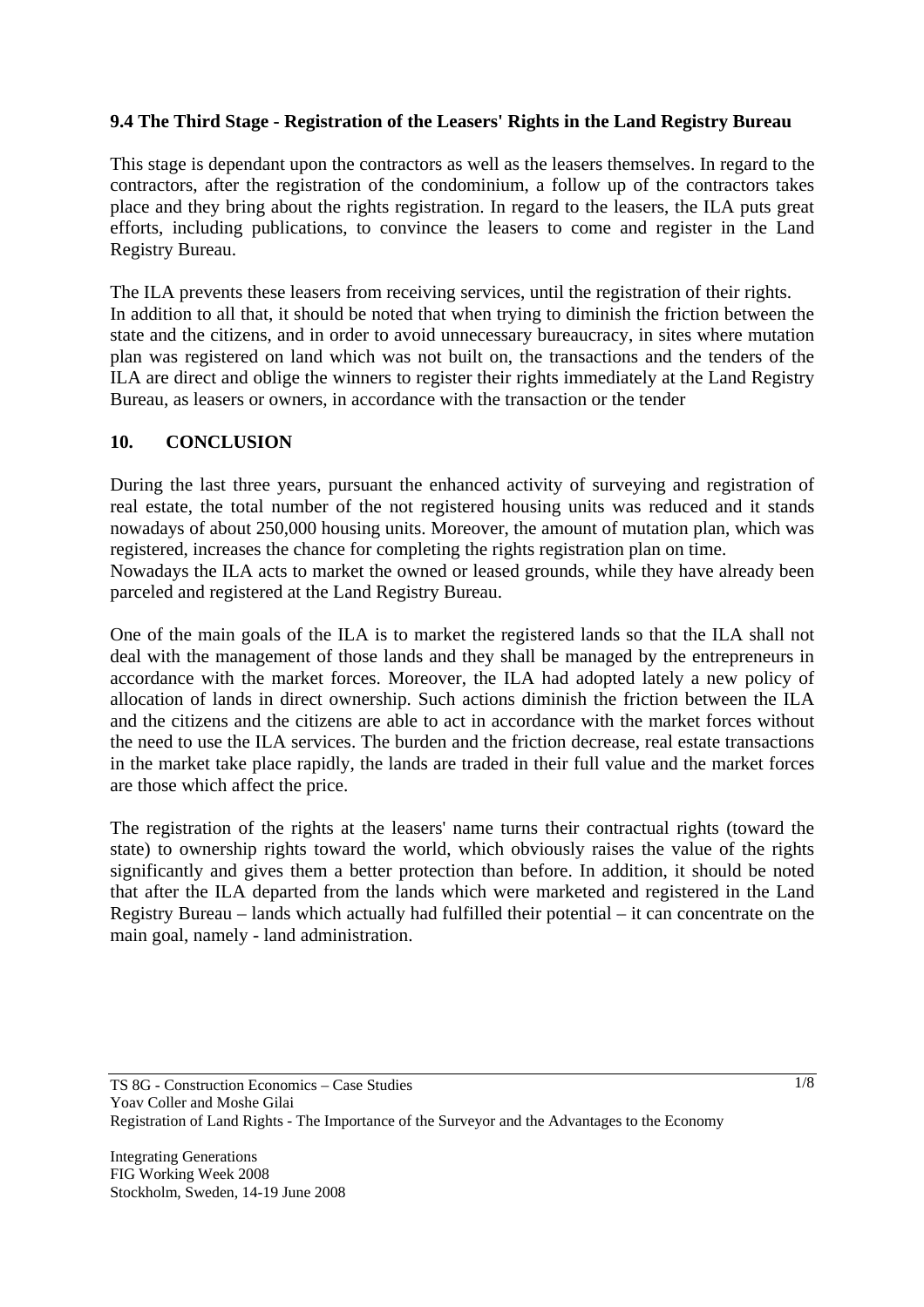### 9.4 The Third Stage - Registration of the Leasers' Rights in the Land Registry Bureau

This stage is dependant upon the contractors as well as the leasers themselves. In regard to the contractors, after the registration of the condominium, a follow up of the contractors takes place and they bring about the rights registration. In regard to the leasers, the ILA puts great efforts, including publications, to convince the leasers to come and register in the Land Registry Bureau.

The ILA prevents these leasers from receiving services, until the registration of their rights.
In addition to all that, it should be noted that when trying to diminish the friction between the state and the citizens, and in order to avoid unnecessary bureaucracy, in sites where mutation plan was registered on land which was not built on, the transactions and the tenders of the ILA are direct and oblige the winners to register their rights immediately at the Land Registry Bureau, as leasers or owners, in accordance with the transaction or the tender

## 10. CONCLUSION

During the last three years, pursuant the enhanced activity of surveying and registration of real estate, the total number of the not registered housing units was reduced and it stands nowadays of about 250,000 housing units. Moreover, the amount of mutation plan, which was registered, increases the chance for completing the rights registration plan on time.
Nowadays the ILA acts to market the owned or leased grounds, while they have already been parceled and registered at the Land Registry Bureau.

One of the main goals of the ILA is to market the registered lands so that the ILA shall not deal with the management of those lands and they shall be managed by the entrepreneurs in accordance with the market forces. Moreover, the ILA had adopted lately a new policy of allocation of lands in direct ownership. Such actions diminish the friction between the ILA and the citizens and the citizens are able to act in accordance with the market forces without the need to use the ILA services. The burden and the friction decrease, real estate transactions in the market take place rapidly, the lands are traded in their full value and the market forces are those which affect the price.

The registration of the rights at the leasers' name turns their contractual rights (toward the state) to ownership rights toward the world, which obviously raises the value of the rights significantly and gives them a better protection than before. In addition, it should be noted that after the ILA departed from the lands which were marketed and registered in the Land Registry Bureau – lands which actually had fulfilled their potential – it can concentrate on the main goal, namely - land administration.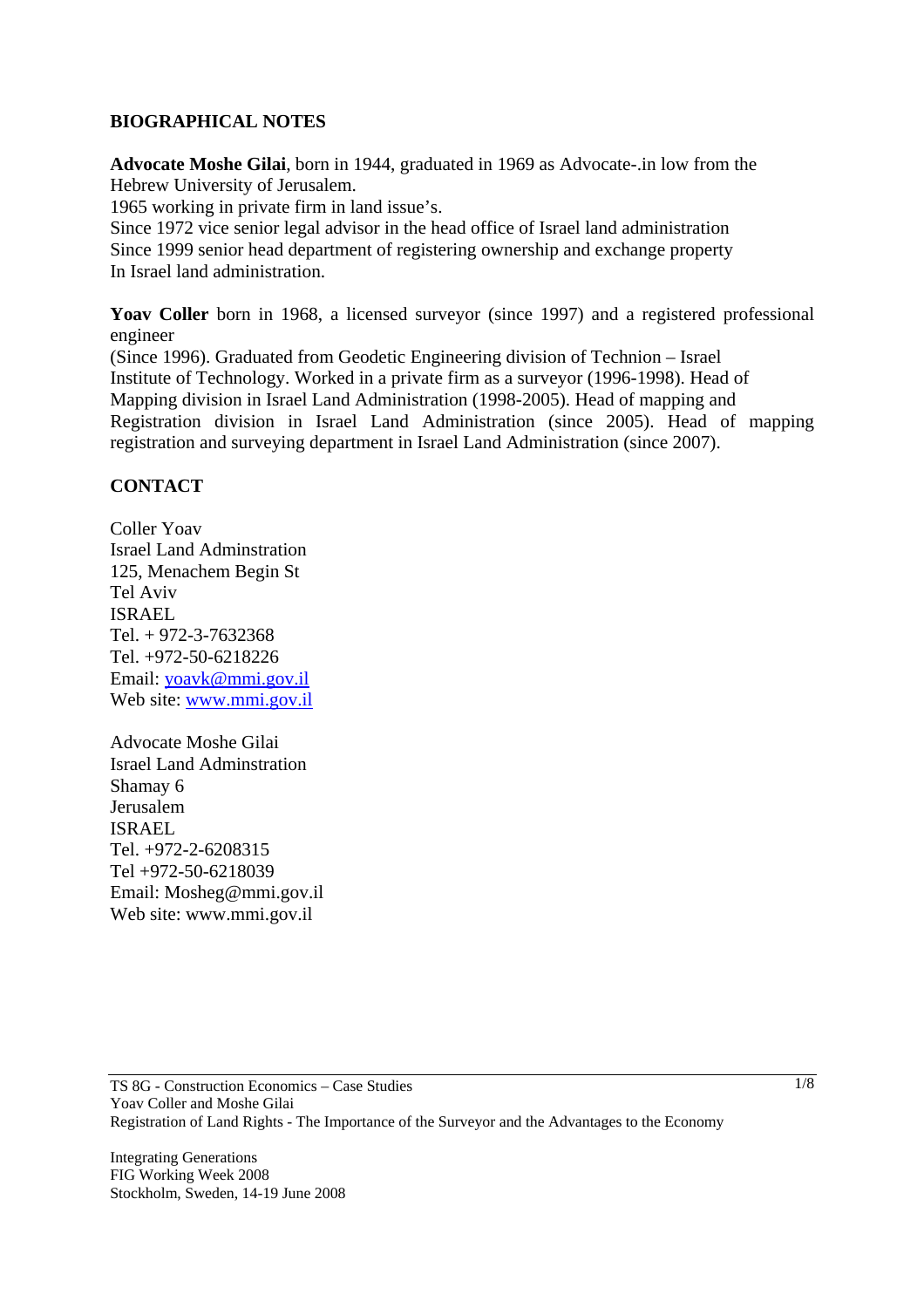## BIOGRAPHICAL NOTES

**Advocate Moshe Gilai**, born in 1944, graduated in 1969 as Advocate-.in low from the Hebrew University of Jerusalem.
1965 working in private firm in land issue's.
Since 1972 vice senior legal advisor in the head office of Israel land administration
Since 1999 senior head department of registering ownership and exchange property
In Israel land administration.

**Yoav Coller** born in 1968, a licensed surveyor (since 1997) and a registered professional engineer
(Since 1996). Graduated from Geodetic Engineering division of Technion – Israel Institute of Technology. Worked in a private firm as a surveyor (1996-1998). Head of Mapping division in Israel Land Administration (1998-2005). Head of mapping and Registration division in Israel Land Administration (since 2005). Head of mapping registration and surveying department in Israel Land Administration (since 2007).

## CONTACT

Coller Yoav
Israel Land Adminstration
125, Menachem Begin St
Tel Aviv
ISRAEL
Tel. + 972-3-7632368
Tel. +972-50-6218226
Email: yoavk@mmi.gov.il
Web site: www.mmi.gov.il

Advocate Moshe Gilai
Israel Land Adminstration
Shamay 6
Jerusalem
ISRAEL
Tel. +972-2-6208315
Tel +972-50-6218039
Email: Mosheg@mmi.gov.il
Web site: www.mmi.gov.il